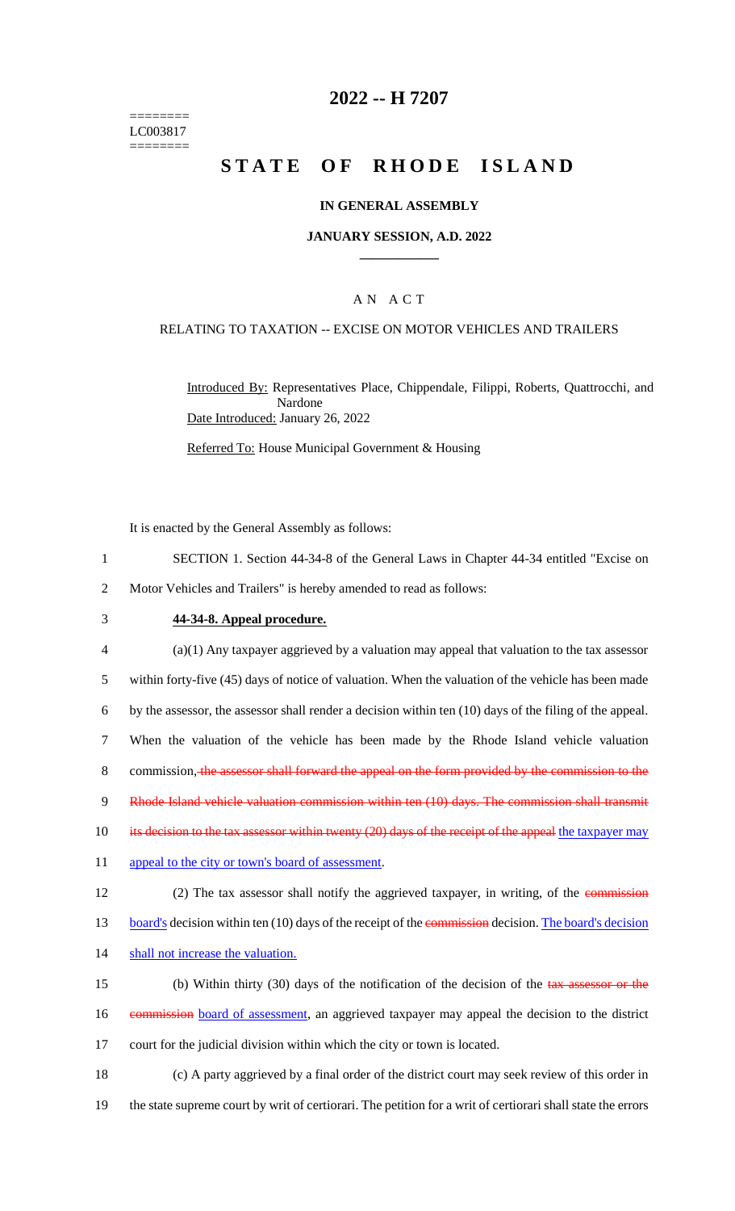========
LC003817
========

# 2022 -- H 7207

# STATE OF RHODE ISLAND

## IN GENERAL ASSEMBLY

### JANUARY SESSION, A.D. 2022

____________

## A N A C T

RELATING TO TAXATION -- EXCISE ON MOTOR VEHICLES AND TRAILERS

Introduced By: Representatives Place, Chippendale, Filippi, Roberts, Quattrocchi, and Nardone

Date Introduced: January 26, 2022

Referred To: House Municipal Government & Housing

It is enacted by the General Assembly as follows:

1 SECTION 1. Section 44-34-8 of the General Laws in Chapter 44-34 entitled "Excise on
2 Motor Vehicles and Trailers" is hereby amended to read as follows:

3 **44-34-8. Appeal procedure.**

4 (a)(1) Any taxpayer aggrieved by a valuation may appeal that valuation to the tax assessor
5 within forty-five (45) days of notice of valuation. When the valuation of the vehicle has been made
6 by the assessor, the assessor shall render a decision within ten (10) days of the filing of the appeal.
7 When the valuation of the vehicle has been made by the Rhode Island vehicle valuation
8 commission, ~~the assessor shall forward the appeal on the form provided by the commission to the~~
9 ~~Rhode Island vehicle valuation commission within ten (10) days. The commission shall transmit~~
10 ~~its decision to the tax assessor within twenty (20) days of the receipt of the appeal~~ the taxpayer may
11 appeal to the city or town's board of assessment.

12 (2) The tax assessor shall notify the aggrieved taxpayer, in writing, of the ~~commission~~
13 board's decision within ten (10) days of the receipt of the ~~commission~~ decision. The board's decision
14 shall not increase the valuation.

15 (b) Within thirty (30) days of the notification of the decision of the ~~tax assessor or the~~
16 ~~commission~~ board of assessment, an aggrieved taxpayer may appeal the decision to the district
17 court for the judicial division within which the city or town is located.

18 (c) A party aggrieved by a final order of the district court may seek review of this order in
19 the state supreme court by writ of certiorari. The petition for a writ of certiorari shall state the errors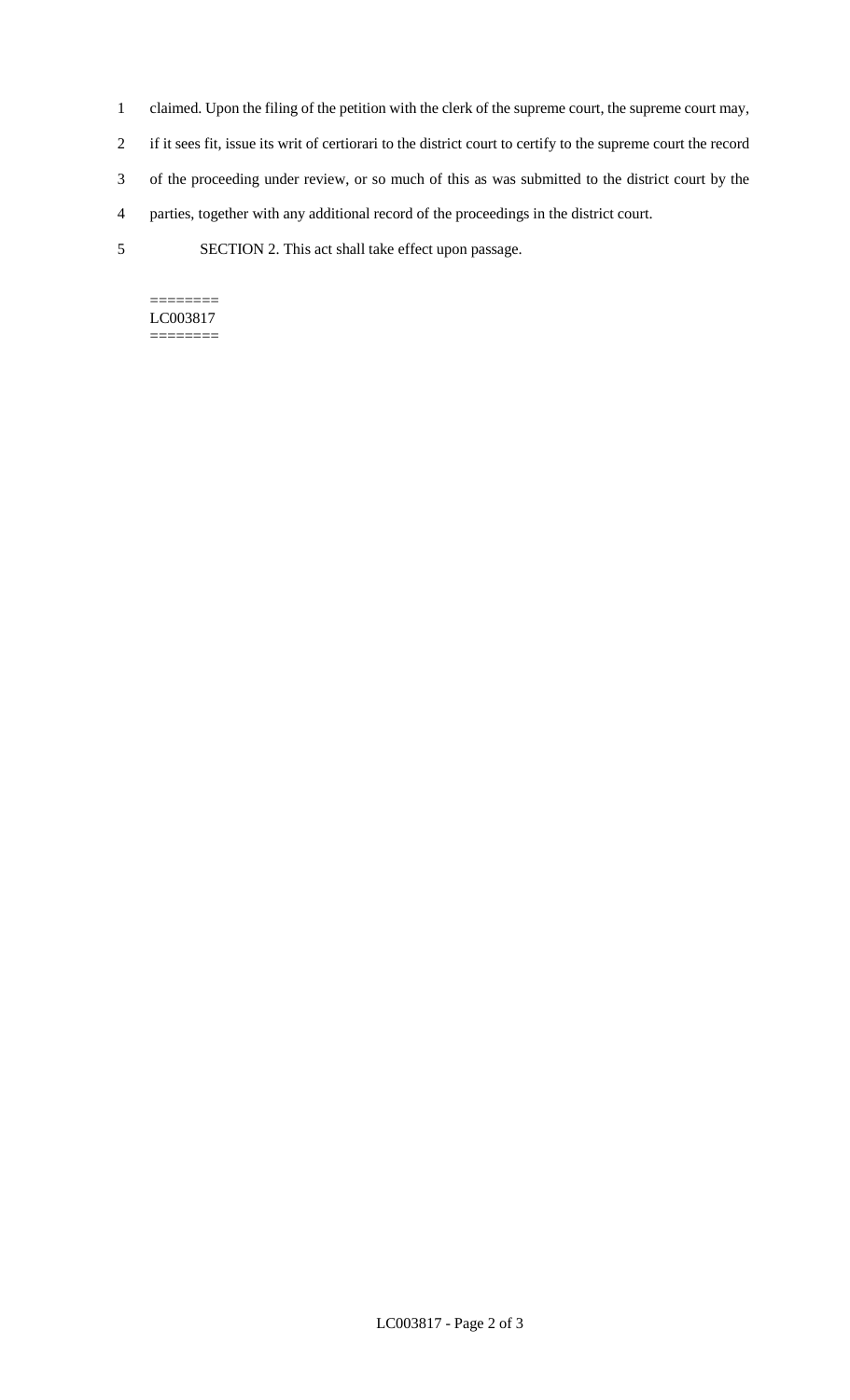claimed. Upon the filing of the petition with the clerk of the supreme court, the supreme court may, if it sees fit, issue its writ of certiorari to the district court to certify to the supreme court the record of the proceeding under review, or so much of this as was submitted to the district court by the parties, together with any additional record of the proceedings in the district court.

SECTION 2. This act shall take effect upon passage.

========
LC003817
========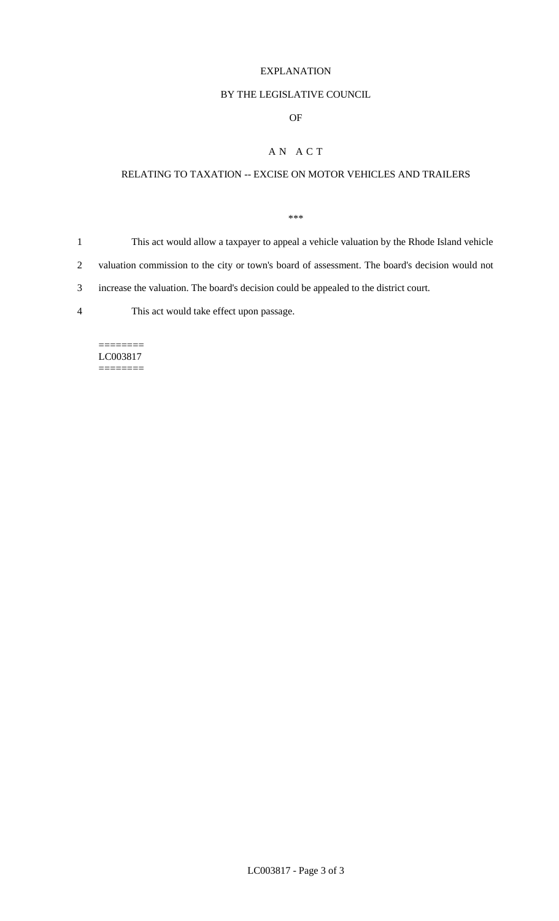EXPLANATION

BY THE LEGISLATIVE COUNCIL

OF

A N A C T

RELATING TO TAXATION -- EXCISE ON MOTOR VEHICLES AND TRAILERS

\*\*\*

1 This act would allow a taxpayer to appeal a vehicle valuation by the Rhode Island vehicle
2 valuation commission to the city or town's board of assessment. The board's decision would not
3 increase the valuation. The board's decision could be appealed to the district court.
4 This act would take effect upon passage.

========
LC003817
========